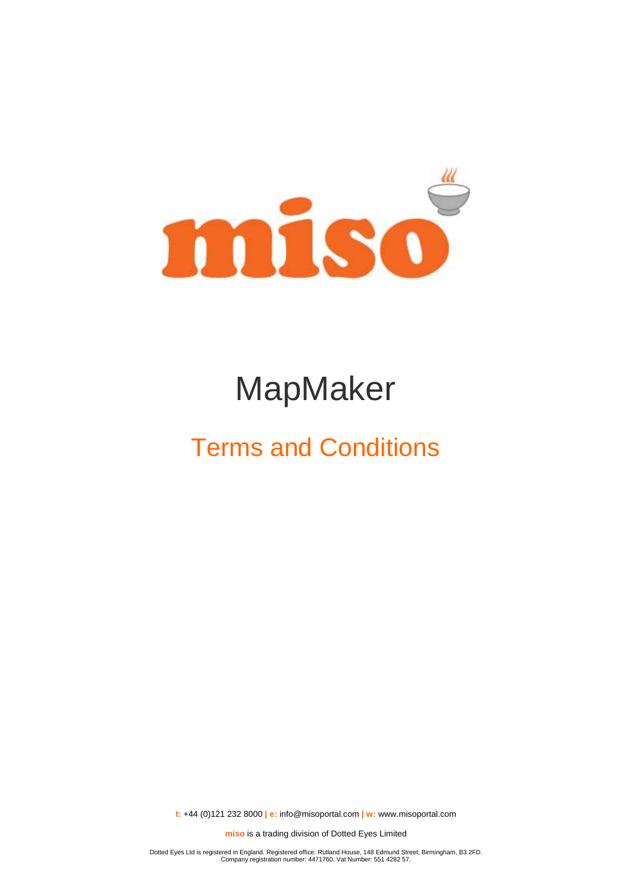# miso

# MapMaker

## Terms and Conditions

**t:** +44 (0)121 232 8000 **| e:** info@misoportal.com **| w:** www.misoportal.com

**miso** is a trading division of Dotted Eyes Limited

Dotted Eyes Ltd is registered in England. Registered office: Rutland House, 148 Edmund Street, Birmingham, B3 2FD.
Company registration number: 4471760. Vat Number: 551 4282 57.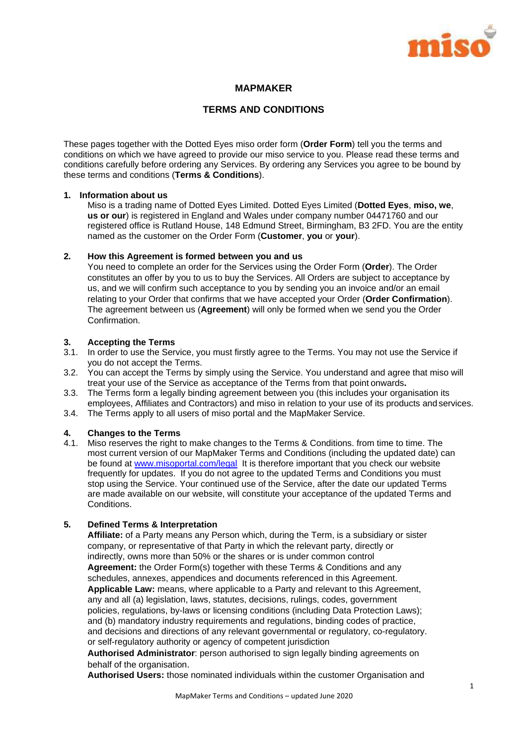**MAPMAKER**

**TERMS AND CONDITIONS**

These pages together with the Dotted Eyes miso order form (**Order Form**) tell you the terms and conditions on which we have agreed to provide our miso service to you. Please read these terms and conditions carefully before ordering any Services. By ordering any Services you agree to be bound by these terms and conditions (**Terms & Conditions**).

**1. Information about us**

Miso is a trading name of Dotted Eyes Limited. Dotted Eyes Limited (**Dotted Eyes**, **miso, we**, **us or our**) is registered in England and Wales under company number 04471760 and our registered office is Rutland House, 148 Edmund Street, Birmingham, B3 2FD. You are the entity named as the customer on the Order Form (**Customer**, **you** or **your**).

**2. How this Agreement is formed between you and us**

You need to complete an order for the Services using the Order Form (**Order**). The Order constitutes an offer by you to us to buy the Services. All Orders are subject to acceptance by us, and we will confirm such acceptance to you by sending you an invoice and/or an email relating to your Order that confirms that we have accepted your Order (**Order Confirmation**). The agreement between us (**Agreement**) will only be formed when we send you the Order Confirmation.

**3. Accepting the Terms**

3.1. In order to use the Service, you must firstly agree to the Terms. You may not use the Service if you do not accept the Terms.

3.2. You can accept the Terms by simply using the Service. You understand and agree that miso will treat your use of the Service as acceptance of the Terms from that point onwards**.**

3.3. The Terms form a legally binding agreement between you (this includes your organisation its employees, Affiliates and Contractors) and miso in relation to your use of its products and services.

3.4. The Terms apply to all users of miso portal and the MapMaker Service.

**4. Changes to the Terms**

4.1. Miso reserves the right to make changes to the Terms & Conditions. from time to time. The most current version of our MapMaker Terms and Conditions (including the updated date) can be found at [www.misoportal.com/legal](www.misoportal.com/legal) It is therefore important that you check our website frequently for updates. If you do not agree to the updated Terms and Conditions you must stop using the Service. Your continued use of the Service, after the date our updated Terms are made available on our website, will constitute your acceptance of the updated Terms and Conditions.

**5. Defined Terms & Interpretation**

**Affiliate:** of a Party means any Person which, during the Term, is a subsidiary or sister company, or representative of that Party in which the relevant party, directly or indirectly, owns more than 50% or the shares or is under common control

**Agreement:** the Order Form(s) together with these Terms & Conditions and any schedules, annexes, appendices and documents referenced in this Agreement.

**Applicable Law:** means, where applicable to a Party and relevant to this Agreement, any and all (a) legislation, laws, statutes, decisions, rulings, codes, government policies, regulations, by-laws or licensing conditions (including Data Protection Laws); and (b) mandatory industry requirements and regulations, binding codes of practice, and decisions and directions of any relevant governmental or regulatory, co-regulatory. or self-regulatory authority or agency of competent jurisdiction

**Authorised Administrator**: person authorised to sign legally binding agreements on behalf of the organisation.

**Authorised Users:** those nominated individuals within the customer Organisation and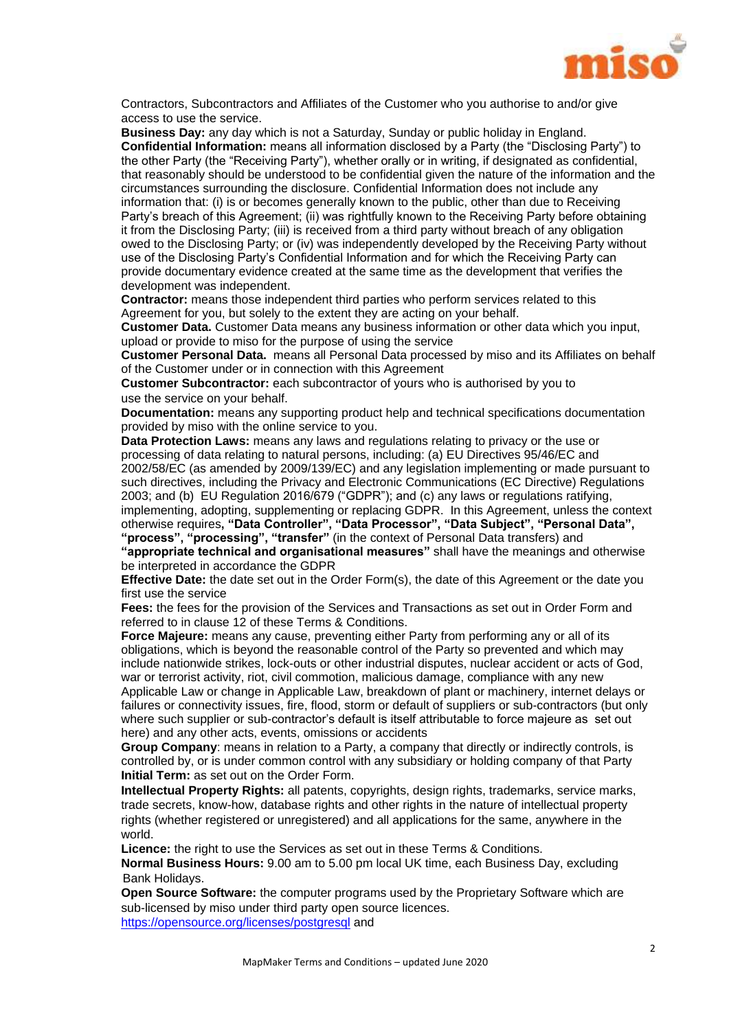Contractors, Subcontractors and Affiliates of the Customer who you authorise to and/or give access to use the service.

**Business Day:** any day which is not a Saturday, Sunday or public holiday in England.

**Confidential Information:** means all information disclosed by a Party (the "Disclosing Party") to the other Party (the "Receiving Party"), whether orally or in writing, if designated as confidential, that reasonably should be understood to be confidential given the nature of the information and the circumstances surrounding the disclosure. Confidential Information does not include any information that: (i) is or becomes generally known to the public, other than due to Receiving Party's breach of this Agreement; (ii) was rightfully known to the Receiving Party before obtaining it from the Disclosing Party; (iii) is received from a third party without breach of any obligation owed to the Disclosing Party; or (iv) was independently developed by the Receiving Party without use of the Disclosing Party's Confidential Information and for which the Receiving Party can provide documentary evidence created at the same time as the development that verifies the development was independent.

**Contractor:** means those independent third parties who perform services related to this Agreement for you, but solely to the extent they are acting on your behalf.

**Customer Data.** Customer Data means any business information or other data which you input, upload or provide to miso for the purpose of using the service

**Customer Personal Data.** means all Personal Data processed by miso and its Affiliates on behalf of the Customer under or in connection with this Agreement

**Customer Subcontractor:** each subcontractor of yours who is authorised by you to use the service on your behalf.

**Documentation:** means any supporting product help and technical specifications documentation provided by miso with the online service to you.

**Data Protection Laws:** means any laws and regulations relating to privacy or the use or processing of data relating to natural persons, including: (a) EU Directives 95/46/EC and 2002/58/EC (as amended by 2009/139/EC) and any legislation implementing or made pursuant to such directives, including the Privacy and Electronic Communications (EC Directive) Regulations 2003; and (b) EU Regulation 2016/679 ("GDPR"); and (c) any laws or regulations ratifying, implementing, adopting, supplementing or replacing GDPR. In this Agreement, unless the context otherwise requires**, "Data Controller", "Data Processor", "Data Subject", "Personal Data", "process", "processing", "transfer"** (in the context of Personal Data transfers) and **"appropriate technical and organisational measures"** shall have the meanings and otherwise be interpreted in accordance the GDPR

**Effective Date:** the date set out in the Order Form(s), the date of this Agreement or the date you first use the service

**Fees:** the fees for the provision of the Services and Transactions as set out in Order Form and referred to in clause 12 of these Terms & Conditions.

**Force Majeure:** means any cause, preventing either Party from performing any or all of its obligations, which is beyond the reasonable control of the Party so prevented and which may include nationwide strikes, lock-outs or other industrial disputes, nuclear accident or acts of God, war or terrorist activity, riot, civil commotion, malicious damage, compliance with any new Applicable Law or change in Applicable Law, breakdown of plant or machinery, internet delays or failures or connectivity issues, fire, flood, storm or default of suppliers or sub-contractors (but only where such supplier or sub-contractor's default is itself attributable to force majeure as set out here) and any other acts, events, omissions or accidents

**Group Company**: means in relation to a Party, a company that directly or indirectly controls, is controlled by, or is under common control with any subsidiary or holding company of that Party

**Initial Term:** as set out on the Order Form.

**Intellectual Property Rights:** all patents, copyrights, design rights, trademarks, service marks, trade secrets, know-how, database rights and other rights in the nature of intellectual property rights (whether registered or unregistered) and all applications for the same, anywhere in the world.

**Licence:** the right to use the Services as set out in these Terms & Conditions.

**Normal Business Hours:** 9.00 am to 5.00 pm local UK time, each Business Day, excluding Bank Holidays.

**Open Source Software:** the computer programs used by the Proprietary Software which are sub-licensed by miso under third party open source licences.

https://opensource.org/licenses/postgresql and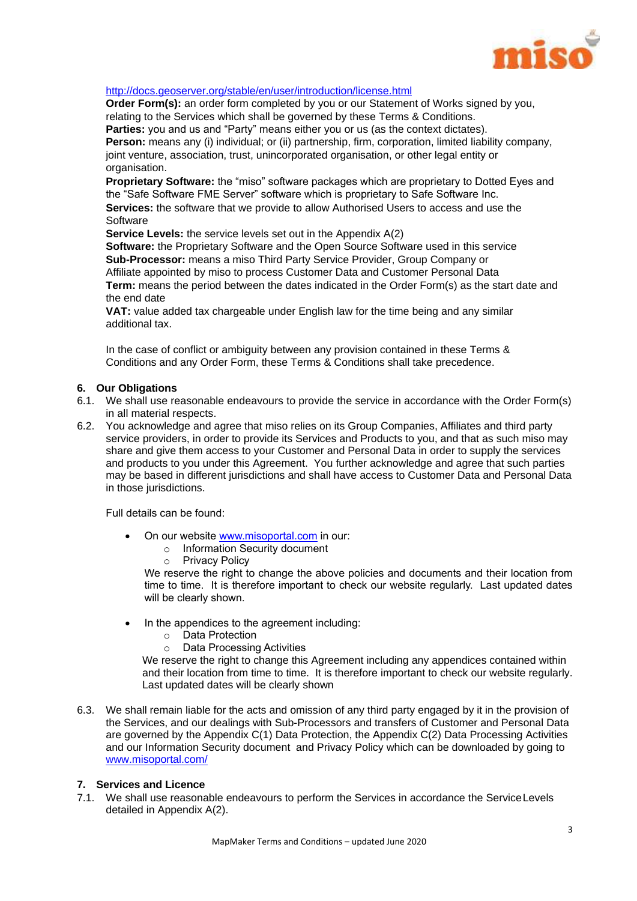http://docs.geoserver.org/stable/en/user/introduction/license.html

**Order Form(s):** an order form completed by you or our Statement of Works signed by you, relating to the Services which shall be governed by these Terms & Conditions.

**Parties:** you and us and "Party" means either you or us (as the context dictates).

**Person:** means any (i) individual; or (ii) partnership, firm, corporation, limited liability company, joint venture, association, trust, unincorporated organisation, or other legal entity or organisation.

**Proprietary Software:** the "miso" software packages which are proprietary to Dotted Eyes and the "Safe Software FME Server" software which is proprietary to Safe Software Inc.

**Services:** the software that we provide to allow Authorised Users to access and use the Software

**Service Levels:** the service levels set out in the Appendix A(2)

**Software:** the Proprietary Software and the Open Source Software used in this service

**Sub-Processor:** means a miso Third Party Service Provider, Group Company or Affiliate appointed by miso to process Customer Data and Customer Personal Data

**Term:** means the period between the dates indicated in the Order Form(s) as the start date and the end date

**VAT:** value added tax chargeable under English law for the time being and any similar additional tax.

In the case of conflict or ambiguity between any provision contained in these Terms & Conditions and any Order Form, these Terms & Conditions shall take precedence.

## 6. Our Obligations

6.1. We shall use reasonable endeavours to provide the service in accordance with the Order Form(s) in all material respects.

6.2. You acknowledge and agree that miso relies on its Group Companies, Affiliates and third party service providers, in order to provide its Services and Products to you, and that as such miso may share and give them access to your Customer and Personal Data in order to supply the services and products to you under this Agreement. You further acknowledge and agree that such parties may be based in different jurisdictions and shall have access to Customer Data and Personal Data in those jurisdictions.

Full details can be found:

- On our website www.misoportal.com in our:
  - Information Security document
  - Privacy Policy

  We reserve the right to change the above policies and documents and their location from time to time. It is therefore important to check our website regularly. Last updated dates will be clearly shown.

- In the appendices to the agreement including:
  - Data Protection
  - Data Processing Activities

  We reserve the right to change this Agreement including any appendices contained within and their location from time to time. It is therefore important to check our website regularly. Last updated dates will be clearly shown

6.3. We shall remain liable for the acts and omission of any third party engaged by it in the provision of the Services, and our dealings with Sub-Processors and transfers of Customer and Personal Data are governed by the Appendix C(1) Data Protection, the Appendix C(2) Data Processing Activities and our Information Security document and Privacy Policy which can be downloaded by going to www.misoportal.com/

## 7. Services and Licence

7.1. We shall use reasonable endeavours to perform the Services in accordance the Service Levels detailed in Appendix A(2).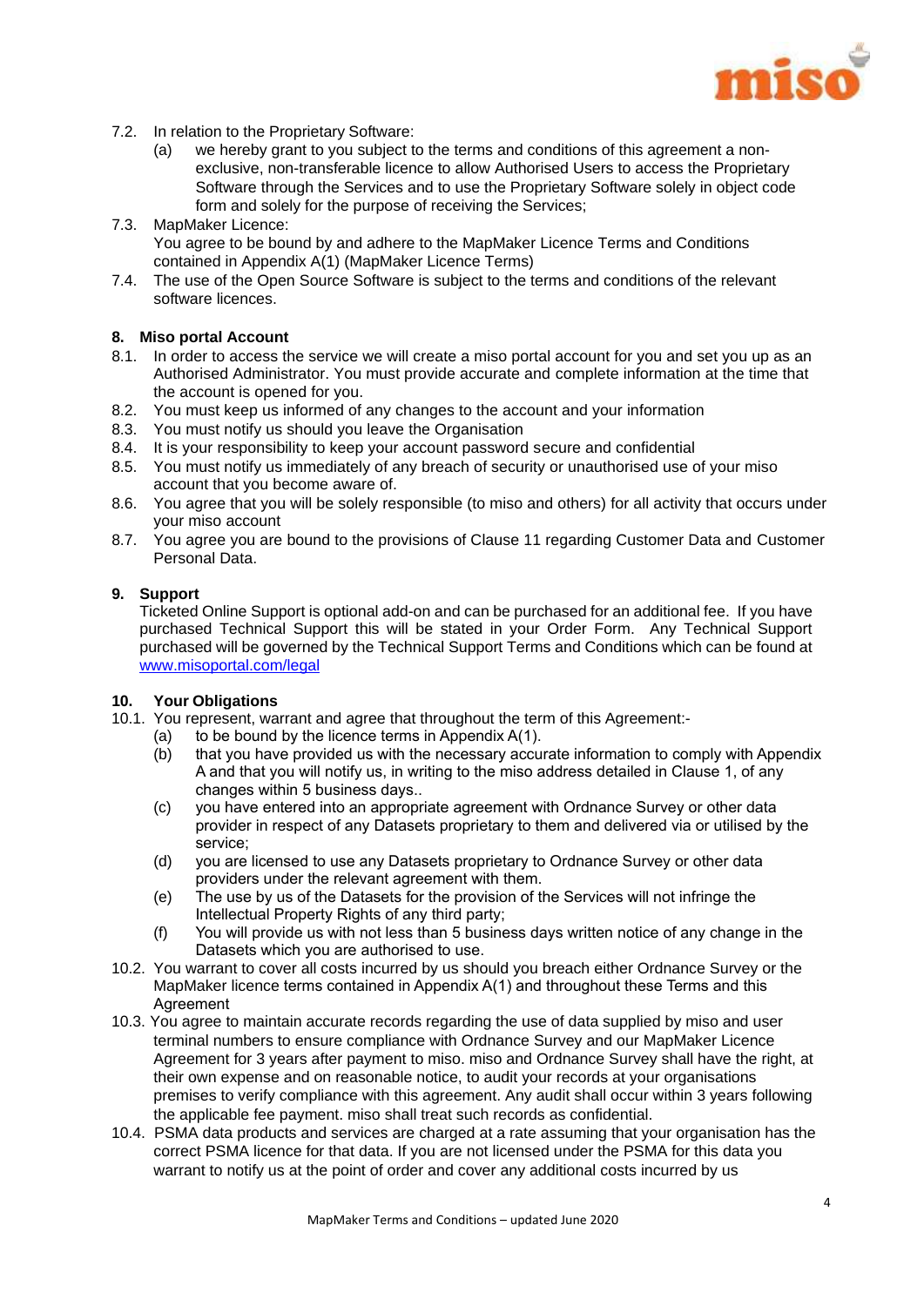7.2. In relation to the Proprietary Software:

(a) we hereby grant to you subject to the terms and conditions of this agreement a non-exclusive, non-transferable licence to allow Authorised Users to access the Proprietary Software through the Services and to use the Proprietary Software solely in object code form and solely for the purpose of receiving the Services;

7.3. MapMaker Licence:
You agree to be bound by and adhere to the MapMaker Licence Terms and Conditions contained in Appendix A(1) (MapMaker Licence Terms)

7.4. The use of the Open Source Software is subject to the terms and conditions of the relevant software licences.

## 8. Miso portal Account

8.1. In order to access the service we will create a miso portal account for you and set you up as an Authorised Administrator. You must provide accurate and complete information at the time that the account is opened for you.

8.2. You must keep us informed of any changes to the account and your information

8.3. You must notify us should you leave the Organisation

8.4. It is your responsibility to keep your account password secure and confidential

8.5. You must notify us immediately of any breach of security or unauthorised use of your miso account that you become aware of.

8.6. You agree that you will be solely responsible (to miso and others) for all activity that occurs under your miso account

8.7. You agree you are bound to the provisions of Clause 11 regarding Customer Data and Customer Personal Data.

## 9. Support

Ticketed Online Support is optional add-on and can be purchased for an additional fee. If you have purchased Technical Support this will be stated in your Order Form. Any Technical Support purchased will be governed by the Technical Support Terms and Conditions which can be found at [www.misoportal.com/legal](http://www.misoportal.com/legal)

## 10. Your Obligations

10.1. You represent, warrant and agree that throughout the term of this Agreement:-

(a) to be bound by the licence terms in Appendix A(1).

(b) that you have provided us with the necessary accurate information to comply with Appendix A and that you will notify us, in writing to the miso address detailed in Clause 1, of any changes within 5 business days..

(c) you have entered into an appropriate agreement with Ordnance Survey or other data provider in respect of any Datasets proprietary to them and delivered via or utilised by the service;

(d) you are licensed to use any Datasets proprietary to Ordnance Survey or other data providers under the relevant agreement with them.

(e) The use by us of the Datasets for the provision of the Services will not infringe the Intellectual Property Rights of any third party;

(f) You will provide us with not less than 5 business days written notice of any change in the Datasets which you are authorised to use.

10.2. You warrant to cover all costs incurred by us should you breach either Ordnance Survey or the MapMaker licence terms contained in Appendix A(1) and throughout these Terms and this Agreement

10.3. You agree to maintain accurate records regarding the use of data supplied by miso and user terminal numbers to ensure compliance with Ordnance Survey and our MapMaker Licence Agreement for 3 years after payment to miso. miso and Ordnance Survey shall have the right, at their own expense and on reasonable notice, to audit your records at your organisations premises to verify compliance with this agreement. Any audit shall occur within 3 years following the applicable fee payment. miso shall treat such records as confidential.

10.4. PSMA data products and services are charged at a rate assuming that your organisation has the correct PSMA licence for that data. If you are not licensed under the PSMA for this data you warrant to notify us at the point of order and cover any additional costs incurred by us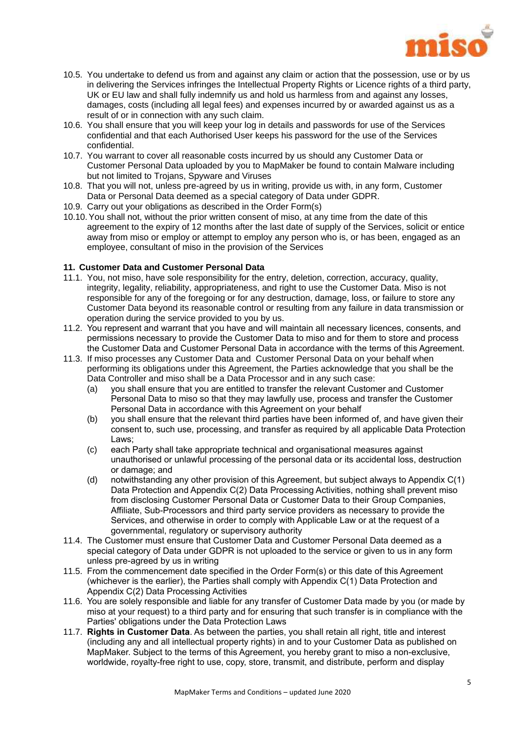10.5. You undertake to defend us from and against any claim or action that the possession, use or by us in delivering the Services infringes the Intellectual Property Rights or Licence rights of a third party, UK or EU law and shall fully indemnify us and hold us harmless from and against any losses, damages, costs (including all legal fees) and expenses incurred by or awarded against us as a result of or in connection with any such claim.

10.6. You shall ensure that you will keep your log in details and passwords for use of the Services confidential and that each Authorised User keeps his password for the use of the Services confidential.

10.7. You warrant to cover all reasonable costs incurred by us should any Customer Data or Customer Personal Data uploaded by you to MapMaker be found to contain Malware including but not limited to Trojans, Spyware and Viruses

10.8. That you will not, unless pre-agreed by us in writing, provide us with, in any form, Customer Data or Personal Data deemed as a special category of Data under GDPR.

10.9. Carry out your obligations as described in the Order Form(s)

10.10. You shall not, without the prior written consent of miso, at any time from the date of this agreement to the expiry of 12 months after the last date of supply of the Services, solicit or entice away from miso or employ or attempt to employ any person who is, or has been, engaged as an employee, consultant of miso in the provision of the Services

## 11. Customer Data and Customer Personal Data

11.1. You, not miso, have sole responsibility for the entry, deletion, correction, accuracy, quality, integrity, legality, reliability, appropriateness, and right to use the Customer Data. Miso is not responsible for any of the foregoing or for any destruction, damage, loss, or failure to store any Customer Data beyond its reasonable control or resulting from any failure in data transmission or operation during the service provided to you by us.

11.2. You represent and warrant that you have and will maintain all necessary licences, consents, and permissions necessary to provide the Customer Data to miso and for them to store and process the Customer Data and Customer Personal Data in accordance with the terms of this Agreement.

11.3. If miso processes any Customer Data and Customer Personal Data on your behalf when performing its obligations under this Agreement, the Parties acknowledge that you shall be the Data Controller and miso shall be a Data Processor and in any such case:

(a) you shall ensure that you are entitled to transfer the relevant Customer and Customer Personal Data to miso so that they may lawfully use, process and transfer the Customer Personal Data in accordance with this Agreement on your behalf

(b) you shall ensure that the relevant third parties have been informed of, and have given their consent to, such use, processing, and transfer as required by all applicable Data Protection Laws;

(c) each Party shall take appropriate technical and organisational measures against unauthorised or unlawful processing of the personal data or its accidental loss, destruction or damage; and

(d) notwithstanding any other provision of this Agreement, but subject always to Appendix C(1) Data Protection and Appendix C(2) Data Processing Activities, nothing shall prevent miso from disclosing Customer Personal Data or Customer Data to their Group Companies, Affiliate, Sub-Processors and third party service providers as necessary to provide the Services, and otherwise in order to comply with Applicable Law or at the request of a governmental, regulatory or supervisory authority

11.4. The Customer must ensure that Customer Data and Customer Personal Data deemed as a special category of Data under GDPR is not uploaded to the service or given to us in any form unless pre-agreed by us in writing

11.5. From the commencement date specified in the Order Form(s) or this date of this Agreement (whichever is the earlier), the Parties shall comply with Appendix C(1) Data Protection and Appendix C(2) Data Processing Activities

11.6. You are solely responsible and liable for any transfer of Customer Data made by you (or made by miso at your request) to a third party and for ensuring that such transfer is in compliance with the Parties' obligations under the Data Protection Laws

11.7. **Rights in Customer Data**. As between the parties, you shall retain all right, title and interest (including any and all intellectual property rights) in and to your Customer Data as published on MapMaker. Subject to the terms of this Agreement, you hereby grant to miso a non-exclusive, worldwide, royalty-free right to use, copy, store, transmit, and distribute, perform and display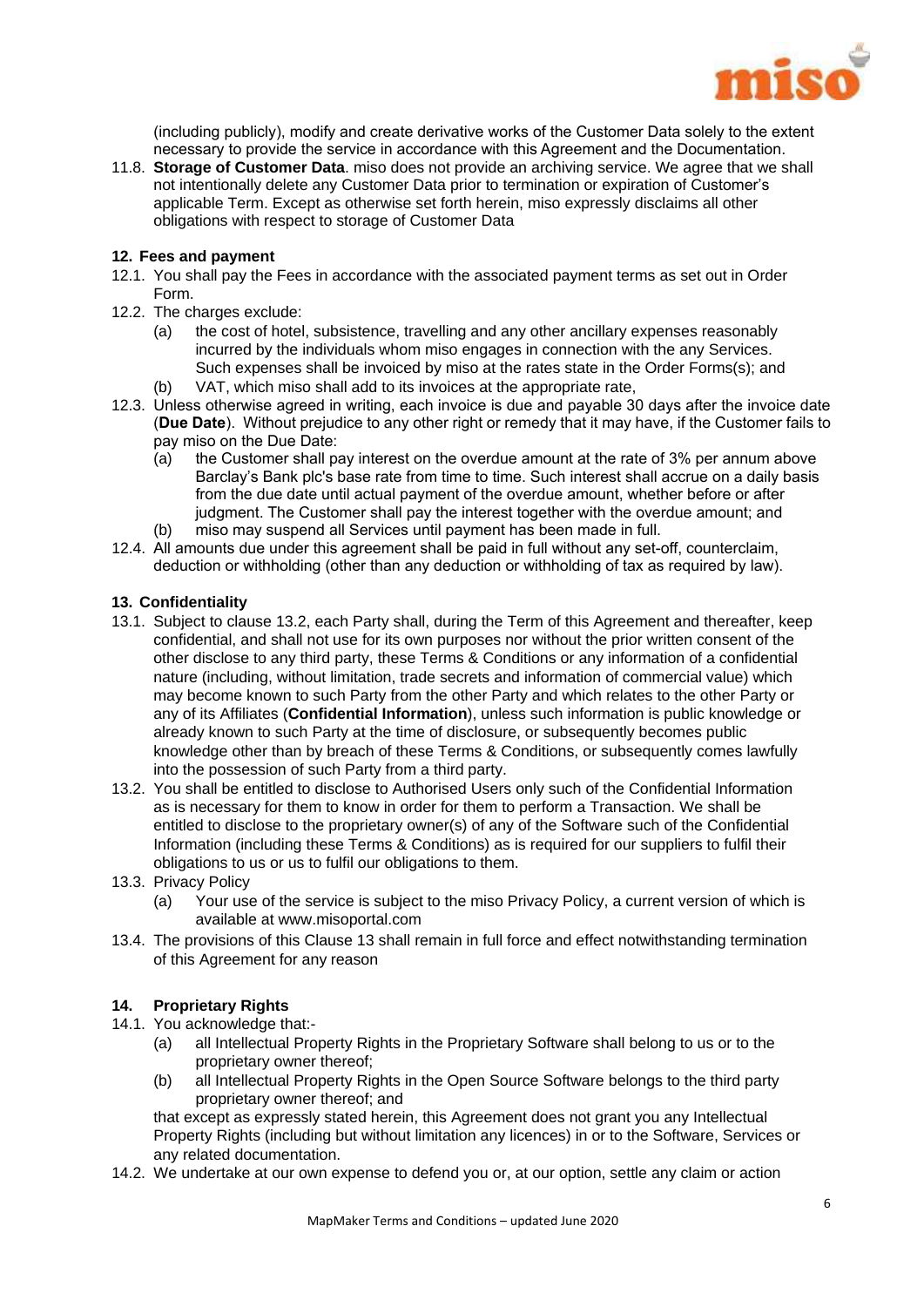(including publicly), modify and create derivative works of the Customer Data solely to the extent necessary to provide the service in accordance with this Agreement and the Documentation.

11.8. **Storage of Customer Data**. miso does not provide an archiving service. We agree that we shall not intentionally delete any Customer Data prior to termination or expiration of Customer's applicable Term. Except as otherwise set forth herein, miso expressly disclaims all other obligations with respect to storage of Customer Data

**12. Fees and payment**

12.1. You shall pay the Fees in accordance with the associated payment terms as set out in Order Form.

12.2. The charges exclude:

(a) the cost of hotel, subsistence, travelling and any other ancillary expenses reasonably incurred by the individuals whom miso engages in connection with the any Services. Such expenses shall be invoiced by miso at the rates state in the Order Forms(s); and

(b) VAT, which miso shall add to its invoices at the appropriate rate,

12.3. Unless otherwise agreed in writing, each invoice is due and payable 30 days after the invoice date (**Due Date**). Without prejudice to any other right or remedy that it may have, if the Customer fails to pay miso on the Due Date:

(a) the Customer shall pay interest on the overdue amount at the rate of 3% per annum above Barclay's Bank plc's base rate from time to time. Such interest shall accrue on a daily basis from the due date until actual payment of the overdue amount, whether before or after judgment. The Customer shall pay the interest together with the overdue amount; and

(b) miso may suspend all Services until payment has been made in full.

12.4. All amounts due under this agreement shall be paid in full without any set-off, counterclaim, deduction or withholding (other than any deduction or withholding of tax as required by law).

**13. Confidentiality**

13.1. Subject to clause 13.2, each Party shall, during the Term of this Agreement and thereafter, keep confidential, and shall not use for its own purposes nor without the prior written consent of the other disclose to any third party, these Terms & Conditions or any information of a confidential nature (including, without limitation, trade secrets and information of commercial value) which may become known to such Party from the other Party and which relates to the other Party or any of its Affiliates (**Confidential Information**), unless such information is public knowledge or already known to such Party at the time of disclosure, or subsequently becomes public knowledge other than by breach of these Terms & Conditions, or subsequently comes lawfully into the possession of such Party from a third party.

13.2. You shall be entitled to disclose to Authorised Users only such of the Confidential Information as is necessary for them to know in order for them to perform a Transaction. We shall be entitled to disclose to the proprietary owner(s) of any of the Software such of the Confidential Information (including these Terms & Conditions) as is required for our suppliers to fulfil their obligations to us or us to fulfil our obligations to them.

13.3. Privacy Policy

(a) Your use of the service is subject to the miso Privacy Policy, a current version of which is available at www.misoportal.com

13.4. The provisions of this Clause 13 shall remain in full force and effect notwithstanding termination of this Agreement for any reason

**14. Proprietary Rights**

14.1. You acknowledge that:-

(a) all Intellectual Property Rights in the Proprietary Software shall belong to us or to the proprietary owner thereof;

(b) all Intellectual Property Rights in the Open Source Software belongs to the third party proprietary owner thereof; and

that except as expressly stated herein, this Agreement does not grant you any Intellectual Property Rights (including but without limitation any licences) in or to the Software, Services or any related documentation.

14.2. We undertake at our own expense to defend you or, at our option, settle any claim or action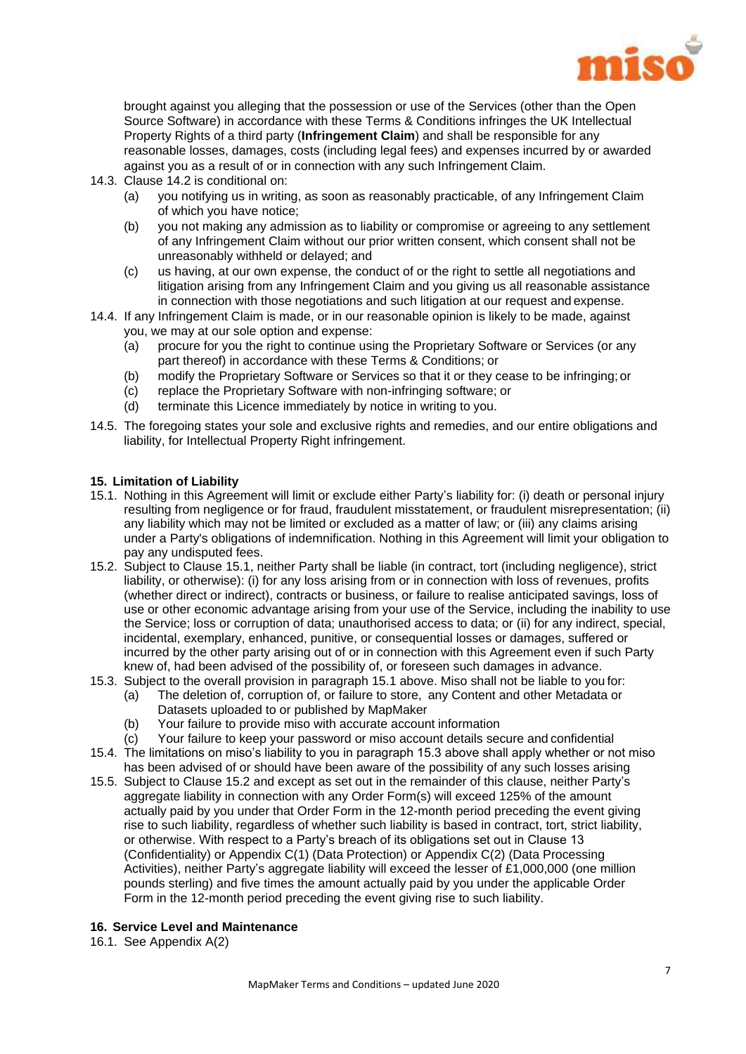brought against you alleging that the possession or use of the Services (other than the Open Source Software) in accordance with these Terms & Conditions infringes the UK Intellectual Property Rights of a third party (**Infringement Claim**) and shall be responsible for any reasonable losses, damages, costs (including legal fees) and expenses incurred by or awarded against you as a result of or in connection with any such Infringement Claim.

14.3. Clause 14.2 is conditional on:

- (a) you notifying us in writing, as soon as reasonably practicable, of any Infringement Claim of which you have notice;
- (b) you not making any admission as to liability or compromise or agreeing to any settlement of any Infringement Claim without our prior written consent, which consent shall not be unreasonably withheld or delayed; and
- (c) us having, at our own expense, the conduct of or the right to settle all negotiations and litigation arising from any Infringement Claim and you giving us all reasonable assistance in connection with those negotiations and such litigation at our request and expense.

14.4. If any Infringement Claim is made, or in our reasonable opinion is likely to be made, against you, we may at our sole option and expense:

- (a) procure for you the right to continue using the Proprietary Software or Services (or any part thereof) in accordance with these Terms & Conditions; or
- (b) modify the Proprietary Software or Services so that it or they cease to be infringing; or
- (c) replace the Proprietary Software with non-infringing software; or
- (d) terminate this Licence immediately by notice in writing to you.

14.5. The foregoing states your sole and exclusive rights and remedies, and our entire obligations and liability, for Intellectual Property Right infringement.

**15. Limitation of Liability**

15.1. Nothing in this Agreement will limit or exclude either Party's liability for: (i) death or personal injury resulting from negligence or for fraud, fraudulent misstatement, or fraudulent misrepresentation; (ii) any liability which may not be limited or excluded as a matter of law; or (iii) any claims arising under a Party's obligations of indemnification. Nothing in this Agreement will limit your obligation to pay any undisputed fees.

15.2. Subject to Clause 15.1, neither Party shall be liable (in contract, tort (including negligence), strict liability, or otherwise): (i) for any loss arising from or in connection with loss of revenues, profits (whether direct or indirect), contracts or business, or failure to realise anticipated savings, loss of use or other economic advantage arising from your use of the Service, including the inability to use the Service; loss or corruption of data; unauthorised access to data; or (ii) for any indirect, special, incidental, exemplary, enhanced, punitive, or consequential losses or damages, suffered or incurred by the other party arising out of or in connection with this Agreement even if such Party knew of, had been advised of the possibility of, or foreseen such damages in advance.

15.3. Subject to the overall provision in paragraph 15.1 above. Miso shall not be liable to you for:

- (a) The deletion of, corruption of, or failure to store, any Content and other Metadata or Datasets uploaded to or published by MapMaker
- (b) Your failure to provide miso with accurate account information
- (c) Your failure to keep your password or miso account details secure and confidential

15.4. The limitations on miso's liability to you in paragraph 15.3 above shall apply whether or not miso has been advised of or should have been aware of the possibility of any such losses arising

15.5. Subject to Clause 15.2 and except as set out in the remainder of this clause, neither Party's aggregate liability in connection with any Order Form(s) will exceed 125% of the amount actually paid by you under that Order Form in the 12-month period preceding the event giving rise to such liability, regardless of whether such liability is based in contract, tort, strict liability, or otherwise. With respect to a Party's breach of its obligations set out in Clause 13 (Confidentiality) or Appendix C(1) (Data Protection) or Appendix C(2) (Data Processing Activities), neither Party's aggregate liability will exceed the lesser of £1,000,000 (one million pounds sterling) and five times the amount actually paid by you under the applicable Order Form in the 12-month period preceding the event giving rise to such liability.

**16. Service Level and Maintenance**

16.1. See Appendix A(2)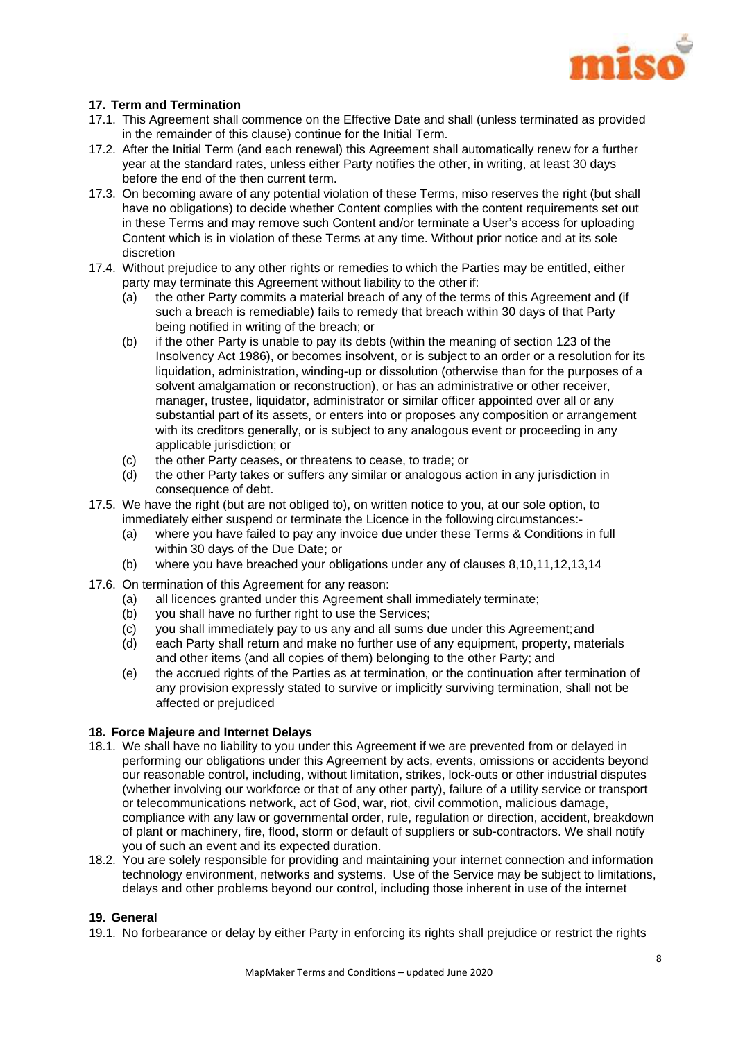## 17. Term and Termination

17.1. This Agreement shall commence on the Effective Date and shall (unless terminated as provided in the remainder of this clause) continue for the Initial Term.

17.2. After the Initial Term (and each renewal) this Agreement shall automatically renew for a further year at the standard rates, unless either Party notifies the other, in writing, at least 30 days before the end of the then current term.

17.3. On becoming aware of any potential violation of these Terms, miso reserves the right (but shall have no obligations) to decide whether Content complies with the content requirements set out in these Terms and may remove such Content and/or terminate a User's access for uploading Content which is in violation of these Terms at any time. Without prior notice and at its sole discretion

17.4. Without prejudice to any other rights or remedies to which the Parties may be entitled, either party may terminate this Agreement without liability to the other if:

(a) the other Party commits a material breach of any of the terms of this Agreement and (if such a breach is remediable) fails to remedy that breach within 30 days of that Party being notified in writing of the breach; or

(b) if the other Party is unable to pay its debts (within the meaning of section 123 of the Insolvency Act 1986), or becomes insolvent, or is subject to an order or a resolution for its liquidation, administration, winding-up or dissolution (otherwise than for the purposes of a solvent amalgamation or reconstruction), or has an administrative or other receiver, manager, trustee, liquidator, administrator or similar officer appointed over all or any substantial part of its assets, or enters into or proposes any composition or arrangement with its creditors generally, or is subject to any analogous event or proceeding in any applicable jurisdiction; or

(c) the other Party ceases, or threatens to cease, to trade; or

(d) the other Party takes or suffers any similar or analogous action in any jurisdiction in consequence of debt.

17.5. We have the right (but are not obliged to), on written notice to you, at our sole option, to immediately either suspend or terminate the Licence in the following circumstances:-

(a) where you have failed to pay any invoice due under these Terms & Conditions in full within 30 days of the Due Date; or

(b) where you have breached your obligations under any of clauses 8,10,11,12,13,14

17.6. On termination of this Agreement for any reason:

(a) all licences granted under this Agreement shall immediately terminate;

(b) you shall have no further right to use the Services;

(c) you shall immediately pay to us any and all sums due under this Agreement; and

(d) each Party shall return and make no further use of any equipment, property, materials and other items (and all copies of them) belonging to the other Party; and

(e) the accrued rights of the Parties as at termination, or the continuation after termination of any provision expressly stated to survive or implicitly surviving termination, shall not be affected or prejudiced

## 18. Force Majeure and Internet Delays

18.1. We shall have no liability to you under this Agreement if we are prevented from or delayed in performing our obligations under this Agreement by acts, events, omissions or accidents beyond our reasonable control, including, without limitation, strikes, lock-outs or other industrial disputes (whether involving our workforce or that of any other party), failure of a utility service or transport or telecommunications network, act of God, war, riot, civil commotion, malicious damage, compliance with any law or governmental order, rule, regulation or direction, accident, breakdown of plant or machinery, fire, flood, storm or default of suppliers or sub-contractors. We shall notify you of such an event and its expected duration.

18.2. You are solely responsible for providing and maintaining your internet connection and information technology environment, networks and systems. Use of the Service may be subject to limitations, delays and other problems beyond our control, including those inherent in use of the internet

## 19. General

19.1. No forbearance or delay by either Party in enforcing its rights shall prejudice or restrict the rights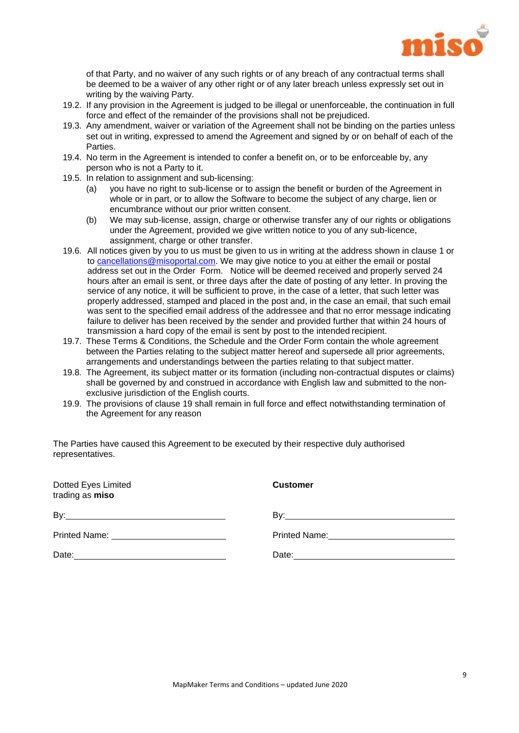of that Party, and no waiver of any such rights or of any breach of any contractual terms shall be deemed to be a waiver of any other right or of any later breach unless expressly set out in writing by the waiving Party.

19.2. If any provision in the Agreement is judged to be illegal or unenforceable, the continuation in full force and effect of the remainder of the provisions shall not be prejudiced.

19.3. Any amendment, waiver or variation of the Agreement shall not be binding on the parties unless set out in writing, expressed to amend the Agreement and signed by or on behalf of each of the Parties.

19.4. No term in the Agreement is intended to confer a benefit on, or to be enforceable by, any person who is not a Party to it.

19.5. In relation to assignment and sub-licensing:

(a) you have no right to sub-license or to assign the benefit or burden of the Agreement in whole or in part, or to allow the Software to become the subject of any charge, lien or encumbrance without our prior written consent.

(b) We may sub-license, assign, charge or otherwise transfer any of our rights or obligations under the Agreement, provided we give written notice to you of any sub-licence, assignment, charge or other transfer.

19.6. All notices given by you to us must be given to us in writing at the address shown in clause 1 or to cancellations@misoportal.com. We may give notice to you at either the email or postal address set out in the Order Form. Notice will be deemed received and properly served 24 hours after an email is sent, or three days after the date of posting of any letter. In proving the service of any notice, it will be sufficient to prove, in the case of a letter, that such letter was properly addressed, stamped and placed in the post and, in the case an email, that such email was sent to the specified email address of the addressee and that no error message indicating failure to deliver has been received by the sender and provided further that within 24 hours of transmission a hard copy of the email is sent by post to the intended recipient.

19.7. These Terms & Conditions, the Schedule and the Order Form contain the whole agreement between the Parties relating to the subject matter hereof and supersede all prior agreements, arrangements and understandings between the parties relating to that subject matter.

19.8. The Agreement, its subject matter or its formation (including non-contractual disputes or claims) shall be governed by and construed in accordance with English law and submitted to the non-exclusive jurisdiction of the English courts.

19.9. The provisions of clause 19 shall remain in full force and effect notwithstanding termination of the Agreement for any reason

The Parties have caused this Agreement to be executed by their respective duly authorised representatives.

| Dotted Eyes Limited trading as **miso** | **Customer** |
|---|---|
| By: | By: |
| Printed Name: | Printed Name: |
| Date: | Date: |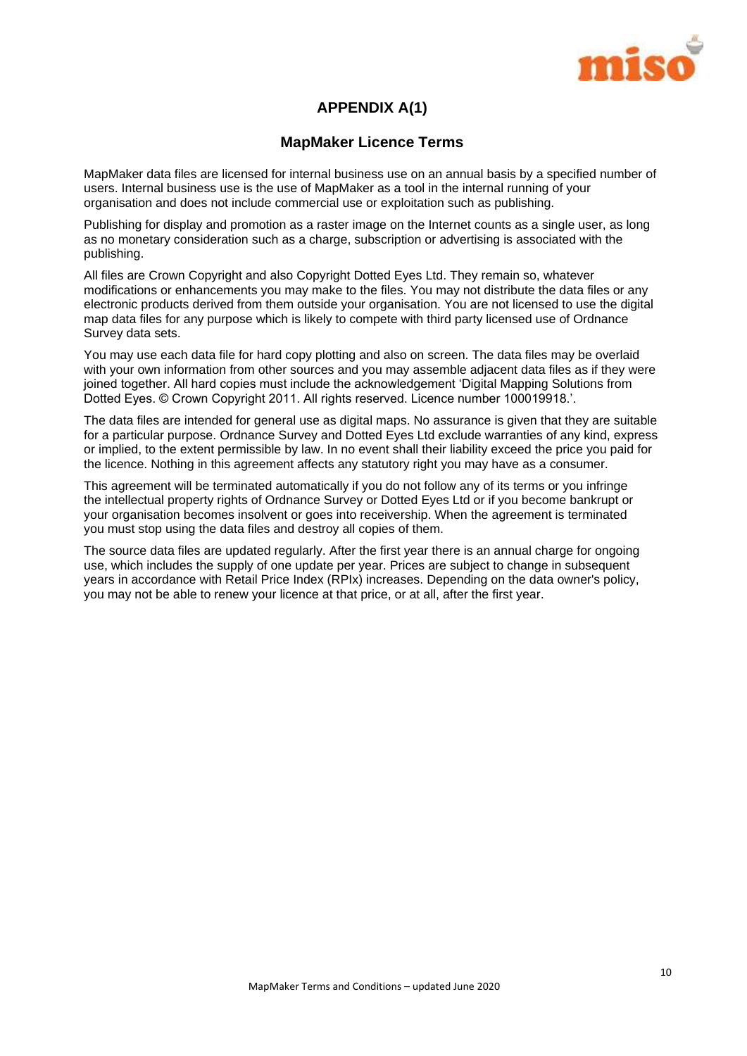## APPENDIX A(1)

### MapMaker Licence Terms

MapMaker data files are licensed for internal business use on an annual basis by a specified number of users. Internal business use is the use of MapMaker as a tool in the internal running of your organisation and does not include commercial use or exploitation such as publishing.

Publishing for display and promotion as a raster image on the Internet counts as a single user, as long as no monetary consideration such as a charge, subscription or advertising is associated with the publishing.

All files are Crown Copyright and also Copyright Dotted Eyes Ltd. They remain so, whatever modifications or enhancements you may make to the files. You may not distribute the data files or any electronic products derived from them outside your organisation. You are not licensed to use the digital map data files for any purpose which is likely to compete with third party licensed use of Ordnance Survey data sets.

You may use each data file for hard copy plotting and also on screen. The data files may be overlaid with your own information from other sources and you may assemble adjacent data files as if they were joined together. All hard copies must include the acknowledgement 'Digital Mapping Solutions from Dotted Eyes. © Crown Copyright 2011. All rights reserved. Licence number 100019918.'.

The data files are intended for general use as digital maps. No assurance is given that they are suitable for a particular purpose. Ordnance Survey and Dotted Eyes Ltd exclude warranties of any kind, express or implied, to the extent permissible by law. In no event shall their liability exceed the price you paid for the licence. Nothing in this agreement affects any statutory right you may have as a consumer.

This agreement will be terminated automatically if you do not follow any of its terms or you infringe the intellectual property rights of Ordnance Survey or Dotted Eyes Ltd or if you become bankrupt or your organisation becomes insolvent or goes into receivership. When the agreement is terminated you must stop using the data files and destroy all copies of them.

The source data files are updated regularly. After the first year there is an annual charge for ongoing use, which includes the supply of one update per year. Prices are subject to change in subsequent years in accordance with Retail Price Index (RPIx) increases. Depending on the data owner's policy, you may not be able to renew your licence at that price, or at all, after the first year.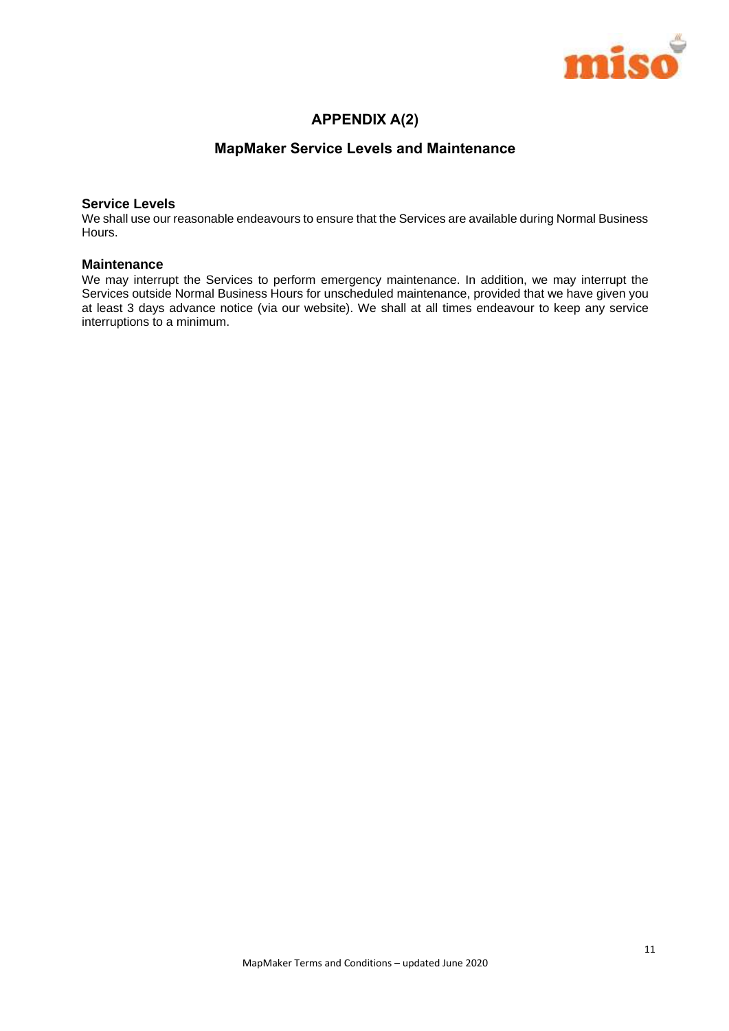# APPENDIX A(2)

## MapMaker Service Levels and Maintenance

### Service Levels

We shall use our reasonable endeavours to ensure that the Services are available during Normal Business Hours.

### Maintenance

We may interrupt the Services to perform emergency maintenance. In addition, we may interrupt the Services outside Normal Business Hours for unscheduled maintenance, provided that we have given you at least 3 days advance notice (via our website). We shall at all times endeavour to keep any service interruptions to a minimum.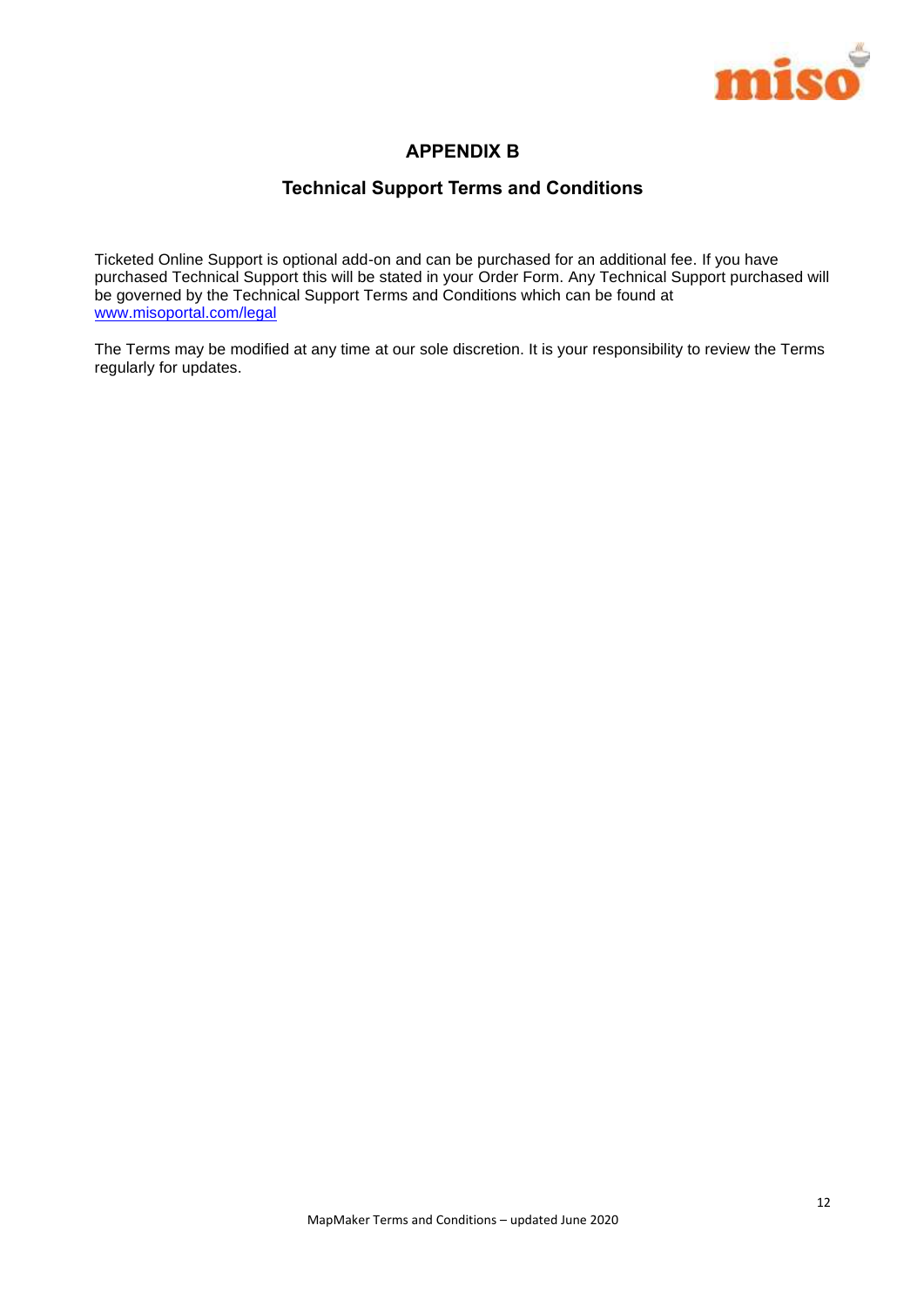# APPENDIX B

## Technical Support Terms and Conditions

Ticketed Online Support is optional add-on and can be purchased for an additional fee. If you have purchased Technical Support this will be stated in your Order Form. Any Technical Support purchased will be governed by the Technical Support Terms and Conditions which can be found at [www.misoportal.com/legal](www.misoportal.com/legal)

The Terms may be modified at any time at our sole discretion. It is your responsibility to review the Terms regularly for updates.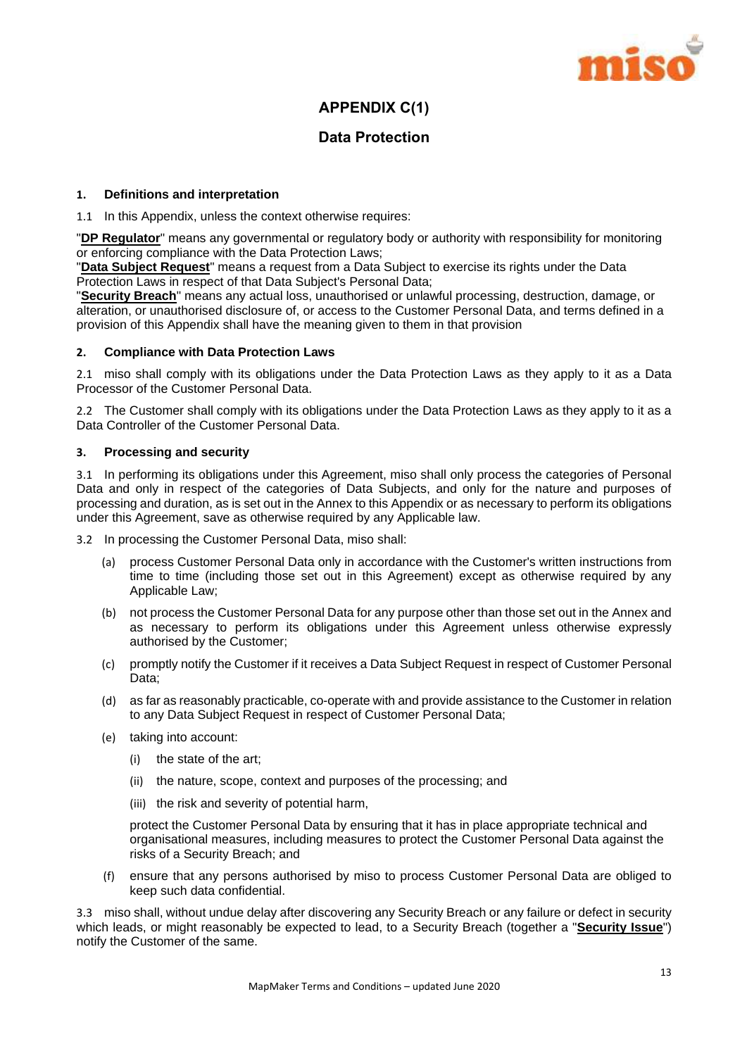# APPENDIX C(1)

## Data Protection

### 1. Definitions and interpretation

1.1 In this Appendix, unless the context otherwise requires:

"**DP Regulator**" means any governmental or regulatory body or authority with responsibility for monitoring or enforcing compliance with the Data Protection Laws;

"**Data Subject Request**" means a request from a Data Subject to exercise its rights under the Data Protection Laws in respect of that Data Subject's Personal Data;

"**Security Breach**" means any actual loss, unauthorised or unlawful processing, destruction, damage, or alteration, or unauthorised disclosure of, or access to the Customer Personal Data, and terms defined in a provision of this Appendix shall have the meaning given to them in that provision

### 2. Compliance with Data Protection Laws

2.1 miso shall comply with its obligations under the Data Protection Laws as they apply to it as a Data Processor of the Customer Personal Data.

2.2 The Customer shall comply with its obligations under the Data Protection Laws as they apply to it as a Data Controller of the Customer Personal Data.

### 3. Processing and security

3.1 In performing its obligations under this Agreement, miso shall only process the categories of Personal Data and only in respect of the categories of Data Subjects, and only for the nature and purposes of processing and duration, as is set out in the Annex to this Appendix or as necessary to perform its obligations under this Agreement, save as otherwise required by any Applicable law.

3.2 In processing the Customer Personal Data, miso shall:

(a) process Customer Personal Data only in accordance with the Customer's written instructions from time to time (including those set out in this Agreement) except as otherwise required by any Applicable Law;

(b) not process the Customer Personal Data for any purpose other than those set out in the Annex and as necessary to perform its obligations under this Agreement unless otherwise expressly authorised by the Customer;

(c) promptly notify the Customer if it receives a Data Subject Request in respect of Customer Personal Data;

(d) as far as reasonably practicable, co-operate with and provide assistance to the Customer in relation to any Data Subject Request in respect of Customer Personal Data;

(e) taking into account:

(i) the state of the art;

(ii) the nature, scope, context and purposes of the processing; and

(iii) the risk and severity of potential harm,

protect the Customer Personal Data by ensuring that it has in place appropriate technical and organisational measures, including measures to protect the Customer Personal Data against the risks of a Security Breach; and

(f) ensure that any persons authorised by miso to process Customer Personal Data are obliged to keep such data confidential.

3.3 miso shall, without undue delay after discovering any Security Breach or any failure or defect in security which leads, or might reasonably be expected to lead, to a Security Breach (together a "**Security Issue**") notify the Customer of the same.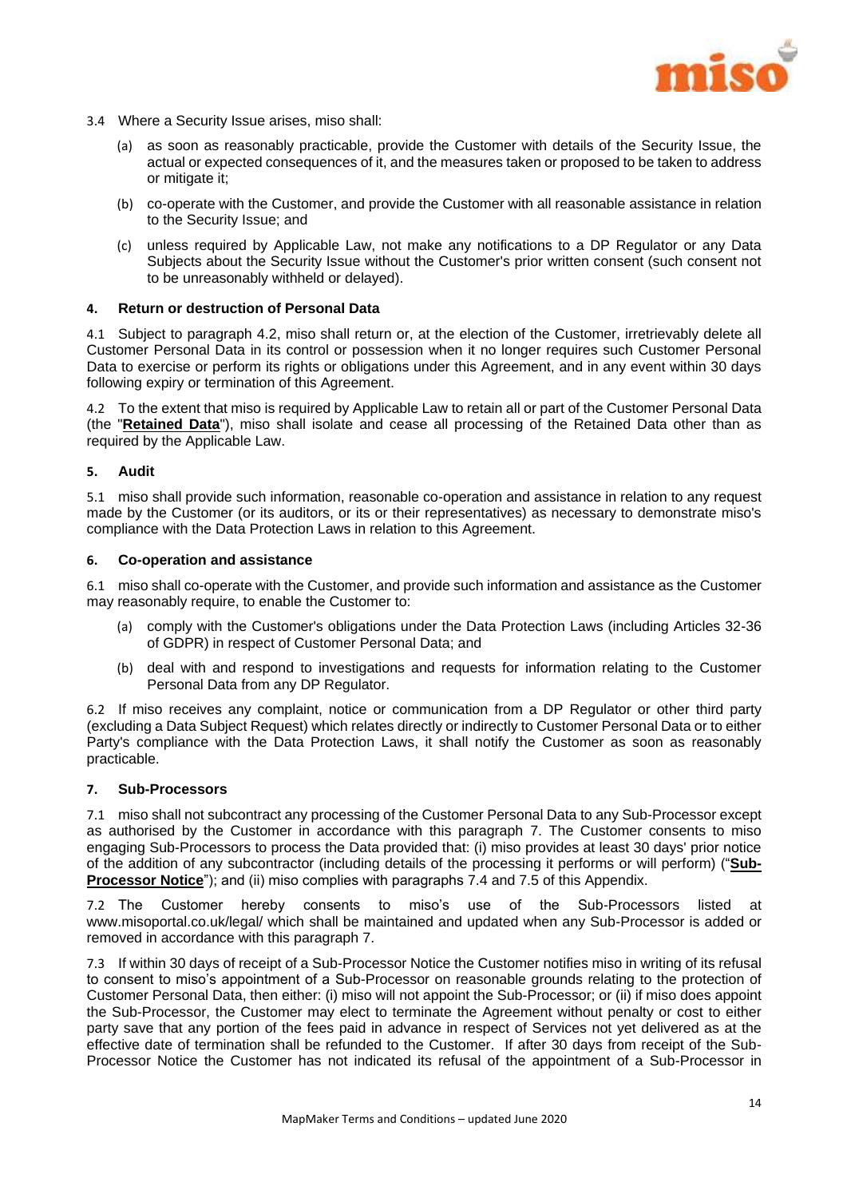3.4 Where a Security Issue arises, miso shall:

(a) as soon as reasonably practicable, provide the Customer with details of the Security Issue, the actual or expected consequences of it, and the measures taken or proposed to be taken to address or mitigate it;

(b) co-operate with the Customer, and provide the Customer with all reasonable assistance in relation to the Security Issue; and

(c) unless required by Applicable Law, not make any notifications to a DP Regulator or any Data Subjects about the Security Issue without the Customer's prior written consent (such consent not to be unreasonably withheld or delayed).

## 4. Return or destruction of Personal Data

4.1 Subject to paragraph 4.2, miso shall return or, at the election of the Customer, irretrievably delete all Customer Personal Data in its control or possession when it no longer requires such Customer Personal Data to exercise or perform its rights or obligations under this Agreement, and in any event within 30 days following expiry or termination of this Agreement.

4.2 To the extent that miso is required by Applicable Law to retain all or part of the Customer Personal Data (the "**Retained Data**"), miso shall isolate and cease all processing of the Retained Data other than as required by the Applicable Law.

## 5. Audit

5.1 miso shall provide such information, reasonable co-operation and assistance in relation to any request made by the Customer (or its auditors, or its or their representatives) as necessary to demonstrate miso's compliance with the Data Protection Laws in relation to this Agreement.

## 6. Co-operation and assistance

6.1 miso shall co-operate with the Customer, and provide such information and assistance as the Customer may reasonably require, to enable the Customer to:

(a) comply with the Customer's obligations under the Data Protection Laws (including Articles 32-36 of GDPR) in respect of Customer Personal Data; and

(b) deal with and respond to investigations and requests for information relating to the Customer Personal Data from any DP Regulator.

6.2 If miso receives any complaint, notice or communication from a DP Regulator or other third party (excluding a Data Subject Request) which relates directly or indirectly to Customer Personal Data or to either Party's compliance with the Data Protection Laws, it shall notify the Customer as soon as reasonably practicable.

## 7. Sub-Processors

7.1 miso shall not subcontract any processing of the Customer Personal Data to any Sub-Processor except as authorised by the Customer in accordance with this paragraph 7. The Customer consents to miso engaging Sub-Processors to process the Data provided that: (i) miso provides at least 30 days' prior notice of the addition of any subcontractor (including details of the processing it performs or will perform) ("**Sub-Processor Notice**"); and (ii) miso complies with paragraphs 7.4 and 7.5 of this Appendix.

7.2 The Customer hereby consents to miso's use of the Sub-Processors listed at www.misoportal.co.uk/legal/ which shall be maintained and updated when any Sub-Processor is added or removed in accordance with this paragraph 7.

7.3 If within 30 days of receipt of a Sub-Processor Notice the Customer notifies miso in writing of its refusal to consent to miso's appointment of a Sub-Processor on reasonable grounds relating to the protection of Customer Personal Data, then either: (i) miso will not appoint the Sub-Processor; or (ii) if miso does appoint the Sub-Processor, the Customer may elect to terminate the Agreement without penalty or cost to either party save that any portion of the fees paid in advance in respect of Services not yet delivered as at the effective date of termination shall be refunded to the Customer. If after 30 days from receipt of the Sub-Processor Notice the Customer has not indicated its refusal of the appointment of a Sub-Processor in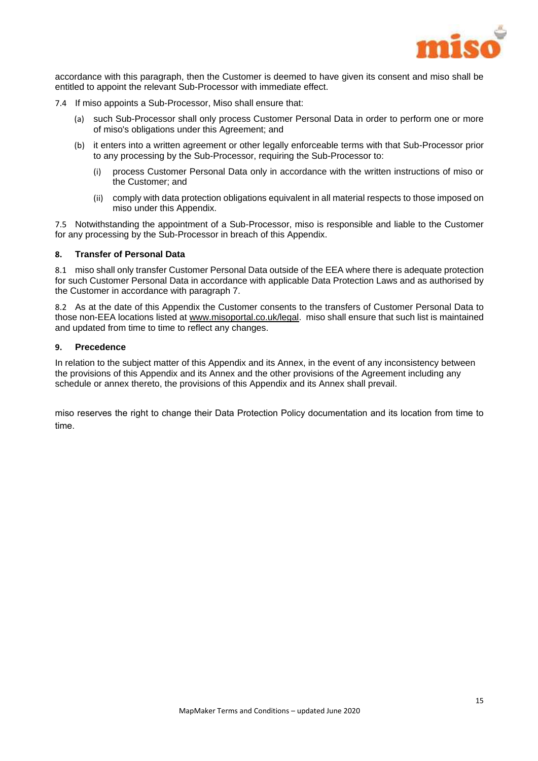accordance with this paragraph, then the Customer is deemed to have given its consent and miso shall be entitled to appoint the relevant Sub-Processor with immediate effect.

7.4 If miso appoints a Sub-Processor, Miso shall ensure that:

(a) such Sub-Processor shall only process Customer Personal Data in order to perform one or more of miso's obligations under this Agreement; and

(b) it enters into a written agreement or other legally enforceable terms with that Sub-Processor prior to any processing by the Sub-Processor, requiring the Sub-Processor to:

(i) process Customer Personal Data only in accordance with the written instructions of miso or the Customer; and

(ii) comply with data protection obligations equivalent in all material respects to those imposed on miso under this Appendix.

7.5 Notwithstanding the appointment of a Sub-Processor, miso is responsible and liable to the Customer for any processing by the Sub-Processor in breach of this Appendix.

**8. Transfer of Personal Data**

8.1 miso shall only transfer Customer Personal Data outside of the EEA where there is adequate protection for such Customer Personal Data in accordance with applicable Data Protection Laws and as authorised by the Customer in accordance with paragraph 7.

8.2 As at the date of this Appendix the Customer consents to the transfers of Customer Personal Data to those non-EEA locations listed at www.misoportal.co.uk/legal. miso shall ensure that such list is maintained and updated from time to time to reflect any changes.

**9. Precedence**

In relation to the subject matter of this Appendix and its Annex, in the event of any inconsistency between the provisions of this Appendix and its Annex and the other provisions of the Agreement including any schedule or annex thereto, the provisions of this Appendix and its Annex shall prevail.

miso reserves the right to change their Data Protection Policy documentation and its location from time to time.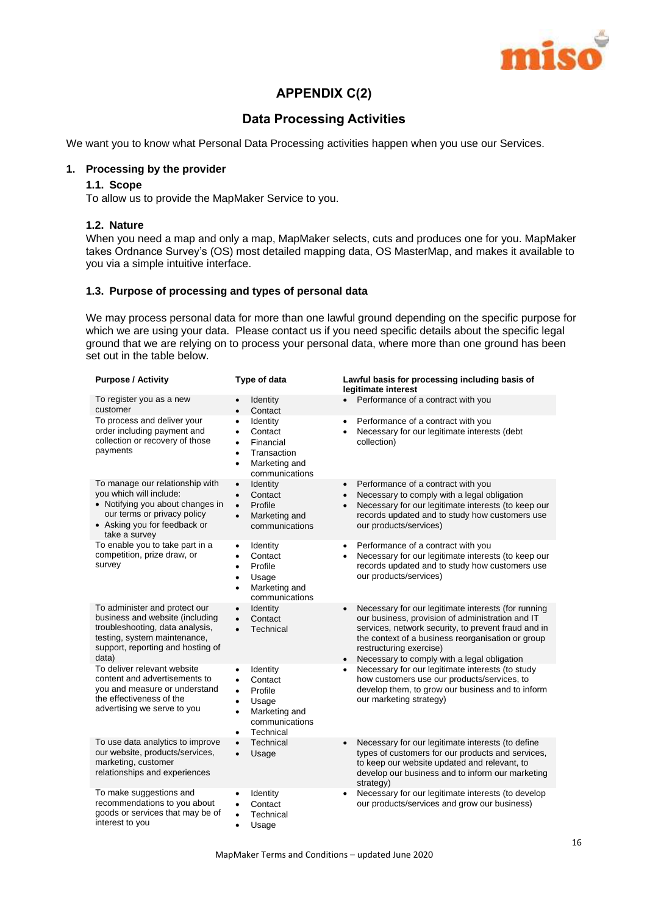# APPENDIX C(2)

## Data Processing Activities

We want you to know what Personal Data Processing activities happen when you use our Services.

### 1. Processing by the provider

#### 1.1. Scope

To allow us to provide the MapMaker Service to you.

#### 1.2. Nature

When you need a map and only a map, MapMaker selects, cuts and produces one for you. MapMaker takes Ordnance Survey's (OS) most detailed mapping data, OS MasterMap, and makes it available to you via a simple intuitive interface.

#### 1.3. Purpose of processing and types of personal data

We may process personal data for more than one lawful ground depending on the specific purpose for which we are using your data. Please contact us if you need specific details about the specific legal ground that we are relying on to process your personal data, where more than one ground has been set out in the table below.

| Purpose / Activity | Type of data | Lawful basis for processing including basis of legitimate interest |
|---|---|---|
| To register you as a new customer | • Identity<br>• Contact | • Performance of a contract with you |
| To process and deliver your order including payment and collection or recovery of those payments | • Identity<br>• Contact<br>• Financial<br>• Transaction<br>• Marketing and communications | • Performance of a contract with you<br>• Necessary for our legitimate interests (debt collection) |
| To manage our relationship with you which will include:<br>• Notifying you about changes in our terms or privacy policy<br>• Asking you for feedback or take a survey | • Identity<br>• Contact<br>• Profile<br>• Marketing and communications | • Performance of a contract with you<br>• Necessary to comply with a legal obligation<br>• Necessary for our legitimate interests (to keep our records updated and to study how customers use our products/services) |
| To enable you to take part in a competition, prize draw, or survey | • Identity<br>• Contact<br>• Profile<br>• Usage<br>• Marketing and communications | • Performance of a contract with you<br>• Necessary for our legitimate interests (to keep our records updated and to study how customers use our products/services) |
| To administer and protect our business and website (including troubleshooting, data analysis, testing, system maintenance, support, reporting and hosting of data) | • Identity<br>• Contact<br>• Technical | • Necessary for our legitimate interests (for running our business, provision of administration and IT services, network security, to prevent fraud and in the context of a business reorganisation or group restructuring exercise)<br>• Necessary to comply with a legal obligation |
| To deliver relevant website content and advertisements to you and measure or understand the effectiveness of the advertising we serve to you | • Identity<br>• Contact<br>• Profile<br>• Usage<br>• Marketing and communications<br>• Technical | • Necessary for our legitimate interests (to study how customers use our products/services, to develop them, to grow our business and to inform our marketing strategy) |
| To use data analytics to improve our website, products/services, marketing, customer relationships and experiences | • Technical<br>• Usage | • Necessary for our legitimate interests (to define types of customers for our products and services, to keep our website updated and relevant, to develop our business and to inform our marketing strategy) |
| To make suggestions and recommendations to you about goods or services that may be of interest to you | • Identity<br>• Contact<br>• Technical<br>• Usage | • Necessary for our legitimate interests (to develop our products/services and grow our business) |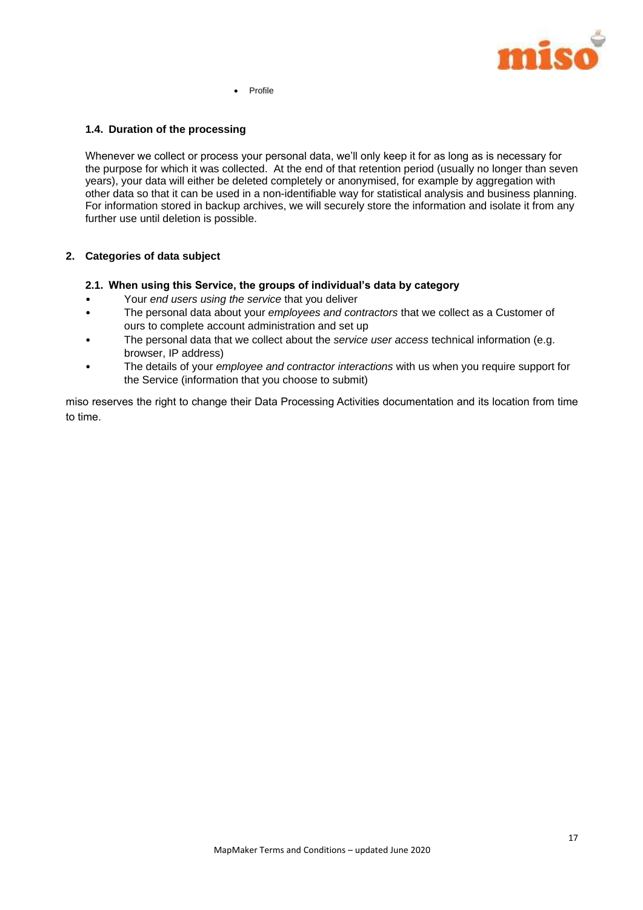- Profile

### 1.4. Duration of the processing

Whenever we collect or process your personal data, we'll only keep it for as long as is necessary for the purpose for which it was collected. At the end of that retention period (usually no longer than seven years), your data will either be deleted completely or anonymised, for example by aggregation with other data so that it can be used in a non-identifiable way for statistical analysis and business planning. For information stored in backup archives, we will securely store the information and isolate it from any further use until deletion is possible.

## 2. Categories of data subject

### 2.1. When using this Service, the groups of individual's data by category

- Your *end users using the service* that you deliver
- The personal data about your *employees and contractors* that we collect as a Customer of ours to complete account administration and set up
- The personal data that we collect about the *service user access* technical information (e.g. browser, IP address)
- The details of your *employee and contractor interactions* with us when you require support for the Service (information that you choose to submit)

miso reserves the right to change their Data Processing Activities documentation and its location from time to time.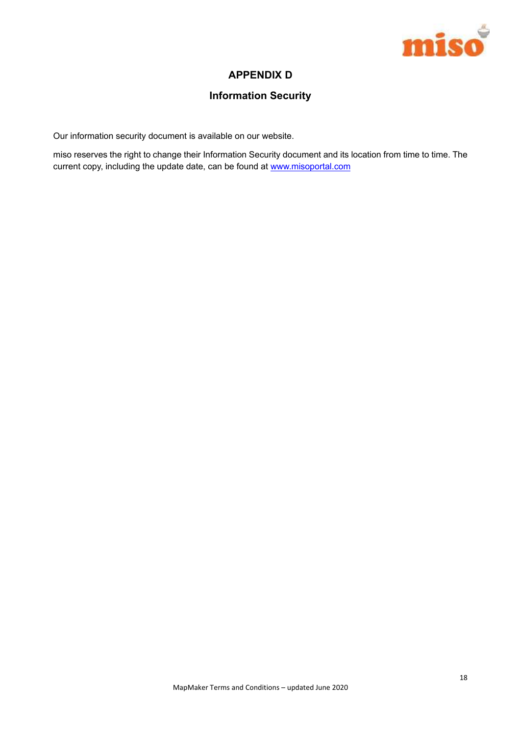# APPENDIX D

## Information Security

Our information security document is available on our website.

miso reserves the right to change their Information Security document and its location from time to time. The current copy, including the update date, can be found at www.misoportal.com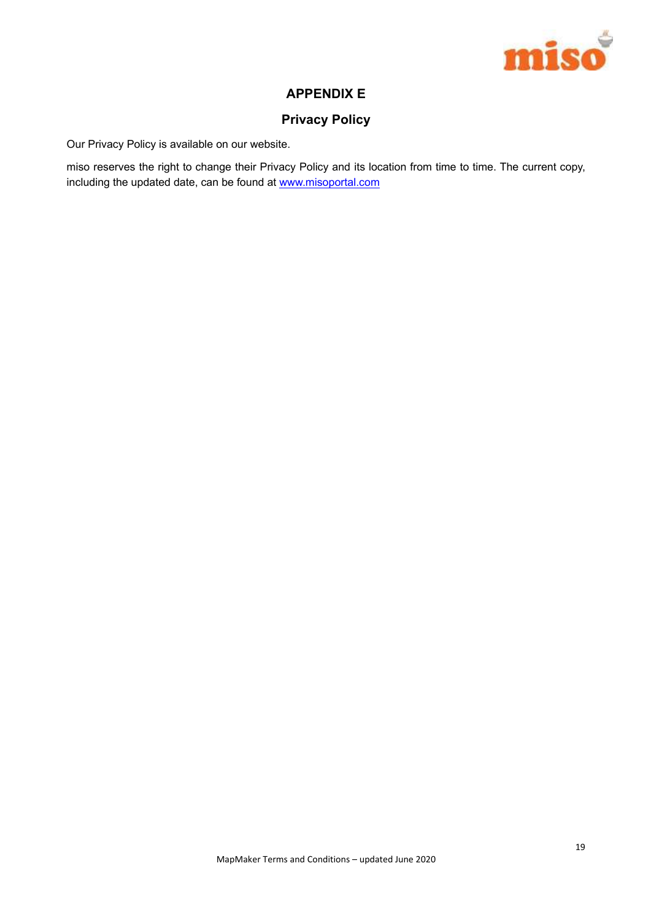# APPENDIX E

## Privacy Policy

Our Privacy Policy is available on our website.

miso reserves the right to change their Privacy Policy and its location from time to time. The current copy, including the updated date, can be found at [www.misoportal.com](http://www.misoportal.com)